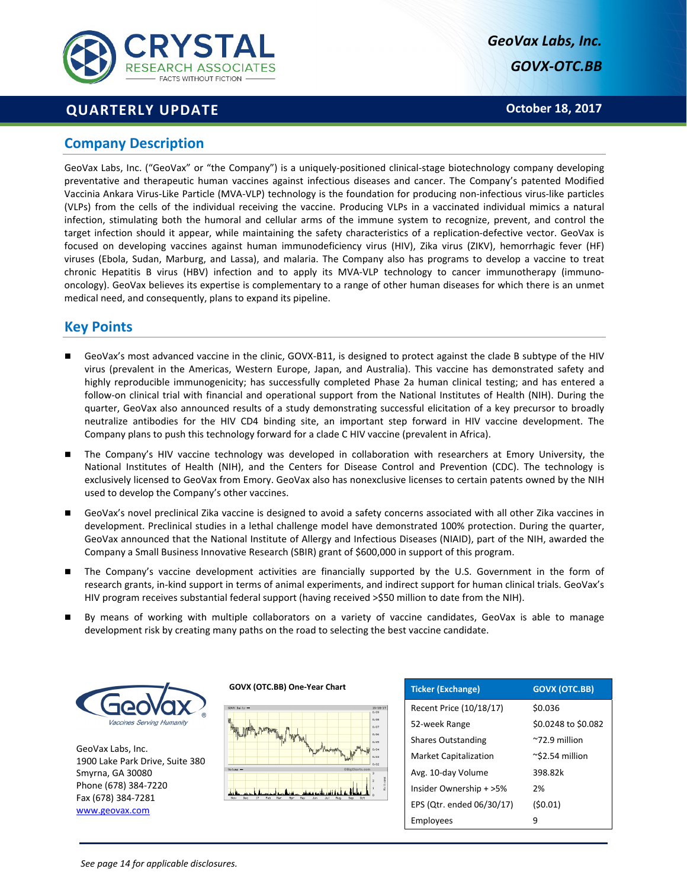# GeoVax Labs, Inc.

## GOVX-OTC.BB

**QUARTERLY UPDATE** — **October 18, 2017**

## Company Description

GeoVax Labs, Inc. ("GeoVax" or "the Company") is a uniquely-positioned clinical-stage biotechnology company developing preventative and therapeutic human vaccines against infectious diseases and cancer. The Company's patented Modified Vaccinia Ankara Virus-Like Particle (MVA-VLP) technology is the foundation for producing non-infectious virus-like particles (VLPs) from the cells of the individual receiving the vaccine. Producing VLPs in a vaccinated individual mimics a natural infection, stimulating both the humoral and cellular arms of the immune system to recognize, prevent, and control the target infection should it appear, while maintaining the safety characteristics of a replication-defective vector. GeoVax is focused on developing vaccines against human immunodeficiency virus (HIV), Zika virus (ZIKV), hemorrhagic fever (HF) viruses (Ebola, Sudan, Marburg, and Lassa), and malaria. The Company also has programs to develop a vaccine to treat chronic Hepatitis B virus (HBV) infection and to apply its MVA-VLP technology to cancer immunotherapy (immuno-oncology). GeoVax believes its expertise is complementary to a range of other human diseases for which there is an unmet medical need, and consequently, plans to expand its pipeline.

## Key Points

- GeoVax's most advanced vaccine in the clinic, GOVX-B11, is designed to protect against the clade B subtype of the HIV virus (prevalent in the Americas, Western Europe, Japan, and Australia). This vaccine has demonstrated safety and highly reproducible immunogenicity; has successfully completed Phase 2a human clinical testing; and has entered a follow-on clinical trial with financial and operational support from the National Institutes of Health (NIH). During the quarter, GeoVax also announced results of a study demonstrating successful elicitation of a key precursor to broadly neutralize antibodies for the HIV CD4 binding site, an important step forward in HIV vaccine development. The Company plans to push this technology forward for a clade C HIV vaccine (prevalent in Africa).
- The Company's HIV vaccine technology was developed in collaboration with researchers at Emory University, the National Institutes of Health (NIH), and the Centers for Disease Control and Prevention (CDC). The technology is exclusively licensed to GeoVax from Emory. GeoVax also has nonexclusive licenses to certain patents owned by the NIH used to develop the Company's other vaccines.
- GeoVax's novel preclinical Zika vaccine is designed to avoid a safety concerns associated with all other Zika vaccines in development. Preclinical studies in a lethal challenge model have demonstrated 100% protection. During the quarter, GeoVax announced that the National Institute of Allergy and Infectious Diseases (NIAID), part of the NIH, awarded the Company a Small Business Innovative Research (SBIR) grant of $600,000 in support of this program.
- The Company's vaccine development activities are financially supported by the U.S. Government in the form of research grants, in-kind support in terms of animal experiments, and indirect support for human clinical trials. GeoVax's HIV program receives substantial federal support (having received >$50 million to date from the NIH).
- By means of working with multiple collaborators on a variety of vaccine candidates, GeoVax is able to manage development risk by creating many paths on the road to selecting the best vaccine candidate.

GeoVax Labs, Inc.
1900 Lake Park Drive, Suite 380
Smyrna, GA 30080
Phone (678) 384-7220
Fax (678) 384-7281
www.geovax.com

**GOVX (OTC.BB) One-Year Chart**

| Ticker (Exchange) | GOVX (OTC.BB) |
|---|---|
| Recent Price (10/18/17) | $0.036 |
| 52-week Range | $0.0248 to $0.082 |
| Shares Outstanding | ~72.9 million |
| Market Capitalization | ~$2.54 million |
| Avg. 10-day Volume | 398.82k |
| Insider Ownership + >5% | 2% |
| EPS (Qtr. ended 06/30/17) | ($0.01) |
| Employees | 9 |

*See page 14 for applicable disclosures.*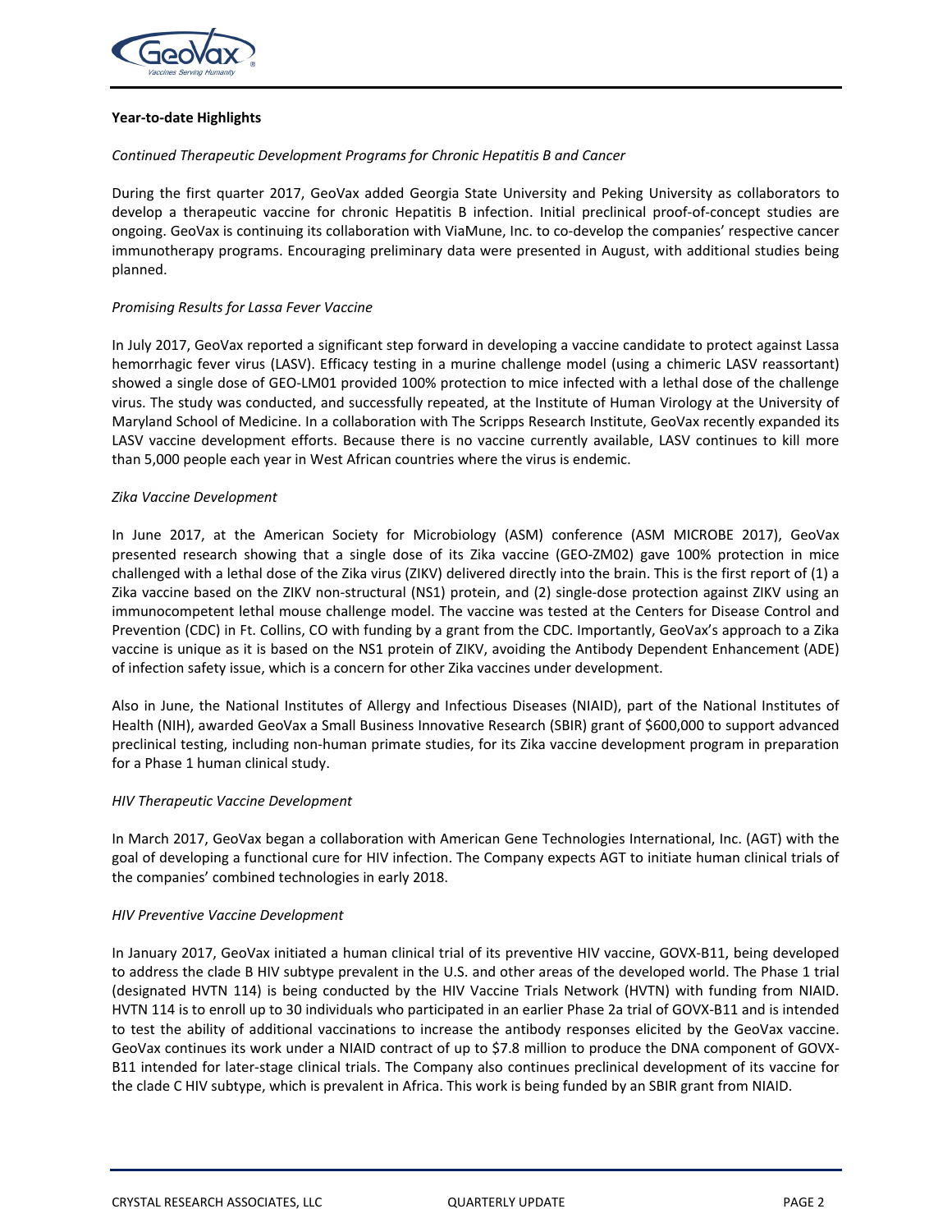**Year-to-date Highlights**

*Continued Therapeutic Development Programs for Chronic Hepatitis B and Cancer*

During the first quarter 2017, GeoVax added Georgia State University and Peking University as collaborators to develop a therapeutic vaccine for chronic Hepatitis B infection. Initial preclinical proof-of-concept studies are ongoing. GeoVax is continuing its collaboration with ViaMune, Inc. to co-develop the companies' respective cancer immunotherapy programs. Encouraging preliminary data were presented in August, with additional studies being planned.

*Promising Results for Lassa Fever Vaccine*

In July 2017, GeoVax reported a significant step forward in developing a vaccine candidate to protect against Lassa hemorrhagic fever virus (LASV). Efficacy testing in a murine challenge model (using a chimeric LASV reassortant) showed a single dose of GEO-LM01 provided 100% protection to mice infected with a lethal dose of the challenge virus. The study was conducted, and successfully repeated, at the Institute of Human Virology at the University of Maryland School of Medicine. In a collaboration with The Scripps Research Institute, GeoVax recently expanded its LASV vaccine development efforts. Because there is no vaccine currently available, LASV continues to kill more than 5,000 people each year in West African countries where the virus is endemic.

*Zika Vaccine Development*

In June 2017, at the American Society for Microbiology (ASM) conference (ASM MICROBE 2017), GeoVax presented research showing that a single dose of its Zika vaccine (GEO-ZM02) gave 100% protection in mice challenged with a lethal dose of the Zika virus (ZIKV) delivered directly into the brain. This is the first report of (1) a Zika vaccine based on the ZIKV non-structural (NS1) protein, and (2) single-dose protection against ZIKV using an immunocompetent lethal mouse challenge model. The vaccine was tested at the Centers for Disease Control and Prevention (CDC) in Ft. Collins, CO with funding by a grant from the CDC. Importantly, GeoVax's approach to a Zika vaccine is unique as it is based on the NS1 protein of ZIKV, avoiding the Antibody Dependent Enhancement (ADE) of infection safety issue, which is a concern for other Zika vaccines under development.

Also in June, the National Institutes of Allergy and Infectious Diseases (NIAID), part of the National Institutes of Health (NIH), awarded GeoVax a Small Business Innovative Research (SBIR) grant of $600,000 to support advanced preclinical testing, including non-human primate studies, for its Zika vaccine development program in preparation for a Phase 1 human clinical study.

*HIV Therapeutic Vaccine Development*

In March 2017, GeoVax began a collaboration with American Gene Technologies International, Inc. (AGT) with the goal of developing a functional cure for HIV infection. The Company expects AGT to initiate human clinical trials of the companies' combined technologies in early 2018.

*HIV Preventive Vaccine Development*

In January 2017, GeoVax initiated a human clinical trial of its preventive HIV vaccine, GOVX-B11, being developed to address the clade B HIV subtype prevalent in the U.S. and other areas of the developed world. The Phase 1 trial (designated HVTN 114) is being conducted by the HIV Vaccine Trials Network (HVTN) with funding from NIAID. HVTN 114 is to enroll up to 30 individuals who participated in an earlier Phase 2a trial of GOVX-B11 and is intended to test the ability of additional vaccinations to increase the antibody responses elicited by the GeoVax vaccine. GeoVax continues its work under a NIAID contract of up to $7.8 million to produce the DNA component of GOVX-B11 intended for later-stage clinical trials. The Company also continues preclinical development of its vaccine for the clade C HIV subtype, which is prevalent in Africa. This work is being funded by an SBIR grant from NIAID.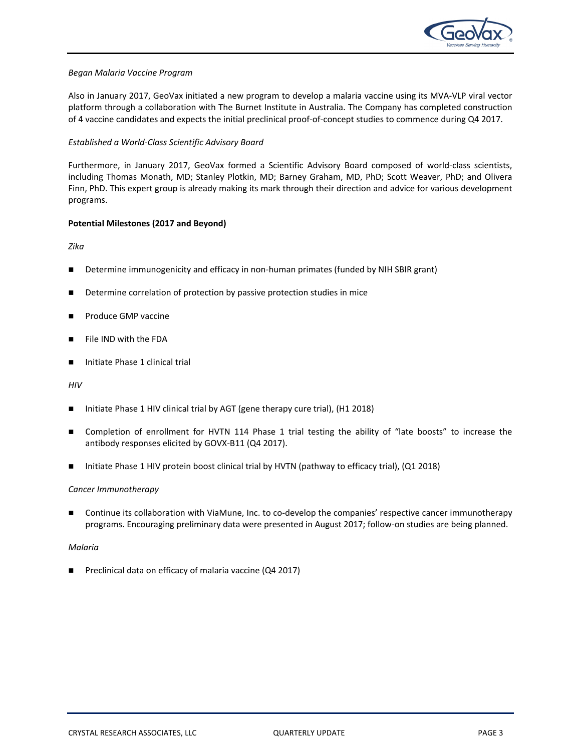*Began Malaria Vaccine Program*

Also in January 2017, GeoVax initiated a new program to develop a malaria vaccine using its MVA-VLP viral vector platform through a collaboration with The Burnet Institute in Australia. The Company has completed construction of 4 vaccine candidates and expects the initial preclinical proof-of-concept studies to commence during Q4 2017.

*Established a World-Class Scientific Advisory Board*

Furthermore, in January 2017, GeoVax formed a Scientific Advisory Board composed of world-class scientists, including Thomas Monath, MD; Stanley Plotkin, MD; Barney Graham, MD, PhD; Scott Weaver, PhD; and Olivera Finn, PhD. This expert group is already making its mark through their direction and advice for various development programs.

**Potential Milestones (2017 and Beyond)**

*Zika*

- Determine immunogenicity and efficacy in non-human primates (funded by NIH SBIR grant)
- Determine correlation of protection by passive protection studies in mice
- Produce GMP vaccine
- File IND with the FDA
- Initiate Phase 1 clinical trial

*HIV*

- Initiate Phase 1 HIV clinical trial by AGT (gene therapy cure trial), (H1 2018)
- Completion of enrollment for HVTN 114 Phase 1 trial testing the ability of “late boosts” to increase the antibody responses elicited by GOVX-B11 (Q4 2017).
- Initiate Phase 1 HIV protein boost clinical trial by HVTN (pathway to efficacy trial), (Q1 2018)

*Cancer Immunotherapy*

- Continue its collaboration with ViaMune, Inc. to co-develop the companies’ respective cancer immunotherapy programs. Encouraging preliminary data were presented in August 2017; follow-on studies are being planned.

*Malaria*

- Preclinical data on efficacy of malaria vaccine (Q4 2017)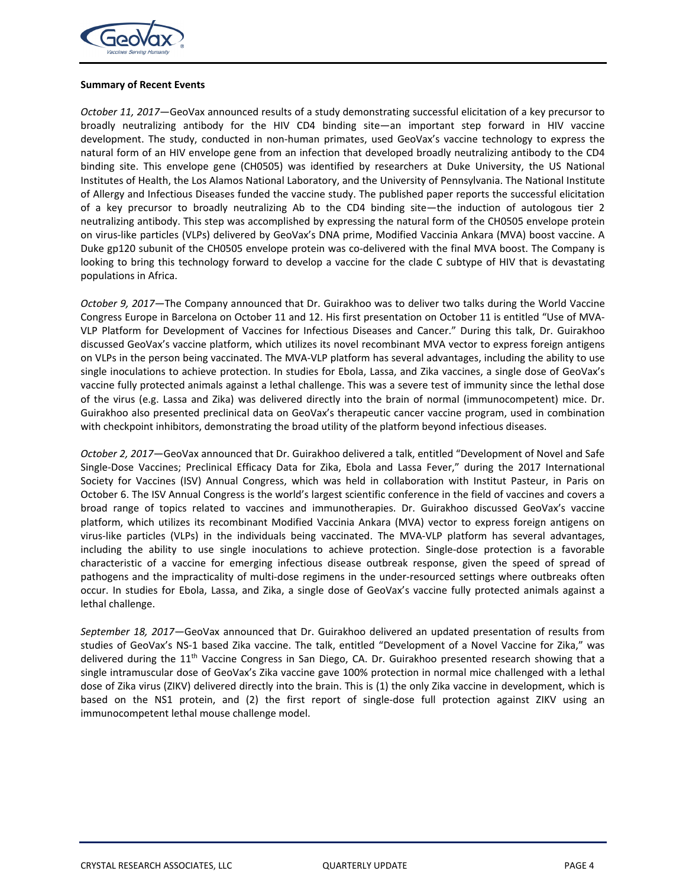**Summary of Recent Events**

*October 11, 2017*—GeoVax announced results of a study demonstrating successful elicitation of a key precursor to broadly neutralizing antibody for the HIV CD4 binding site—an important step forward in HIV vaccine development. The study, conducted in non-human primates, used GeoVax's vaccine technology to express the natural form of an HIV envelope gene from an infection that developed broadly neutralizing antibody to the CD4 binding site. This envelope gene (CH0505) was identified by researchers at Duke University, the US National Institutes of Health, the Los Alamos National Laboratory, and the University of Pennsylvania. The National Institute of Allergy and Infectious Diseases funded the vaccine study. The published paper reports the successful elicitation of a key precursor to broadly neutralizing Ab to the CD4 binding site—the induction of autologous tier 2 neutralizing antibody. This step was accomplished by expressing the natural form of the CH0505 envelope protein on virus-like particles (VLPs) delivered by GeoVax's DNA prime, Modified Vaccinia Ankara (MVA) boost vaccine. A Duke gp120 subunit of the CH0505 envelope protein was co-delivered with the final MVA boost. The Company is looking to bring this technology forward to develop a vaccine for the clade C subtype of HIV that is devastating populations in Africa.

*October 9, 2017*—The Company announced that Dr. Guirakhoo was to deliver two talks during the World Vaccine Congress Europe in Barcelona on October 11 and 12. His first presentation on October 11 is entitled "Use of MVA-VLP Platform for Development of Vaccines for Infectious Diseases and Cancer." During this talk, Dr. Guirakhoo discussed GeoVax's vaccine platform, which utilizes its novel recombinant MVA vector to express foreign antigens on VLPs in the person being vaccinated. The MVA-VLP platform has several advantages, including the ability to use single inoculations to achieve protection. In studies for Ebola, Lassa, and Zika vaccines, a single dose of GeoVax's vaccine fully protected animals against a lethal challenge. This was a severe test of immunity since the lethal dose of the virus (e.g. Lassa and Zika) was delivered directly into the brain of normal (immunocompetent) mice. Dr. Guirakhoo also presented preclinical data on GeoVax's therapeutic cancer vaccine program, used in combination with checkpoint inhibitors, demonstrating the broad utility of the platform beyond infectious diseases.

*October 2, 2017*—GeoVax announced that Dr. Guirakhoo delivered a talk, entitled "Development of Novel and Safe Single-Dose Vaccines; Preclinical Efficacy Data for Zika, Ebola and Lassa Fever," during the 2017 International Society for Vaccines (ISV) Annual Congress, which was held in collaboration with Institut Pasteur, in Paris on October 6. The ISV Annual Congress is the world's largest scientific conference in the field of vaccines and covers a broad range of topics related to vaccines and immunotherapies. Dr. Guirakhoo discussed GeoVax's vaccine platform, which utilizes its recombinant Modified Vaccinia Ankara (MVA) vector to express foreign antigens on virus-like particles (VLPs) in the individuals being vaccinated. The MVA-VLP platform has several advantages, including the ability to use single inoculations to achieve protection. Single-dose protection is a favorable characteristic of a vaccine for emerging infectious disease outbreak response, given the speed of spread of pathogens and the impracticality of multi-dose regimens in the under-resourced settings where outbreaks often occur. In studies for Ebola, Lassa, and Zika, a single dose of GeoVax's vaccine fully protected animals against a lethal challenge.

*September 18, 2017*—GeoVax announced that Dr. Guirakhoo delivered an updated presentation of results from studies of GeoVax's NS-1 based Zika vaccine. The talk, entitled "Development of a Novel Vaccine for Zika," was delivered during the 11th Vaccine Congress in San Diego, CA. Dr. Guirakhoo presented research showing that a single intramuscular dose of GeoVax's Zika vaccine gave 100% protection in normal mice challenged with a lethal dose of Zika virus (ZIKV) delivered directly into the brain. This is (1) the only Zika vaccine in development, which is based on the NS1 protein, and (2) the first report of single-dose full protection against ZIKV using an immunocompetent lethal mouse challenge model.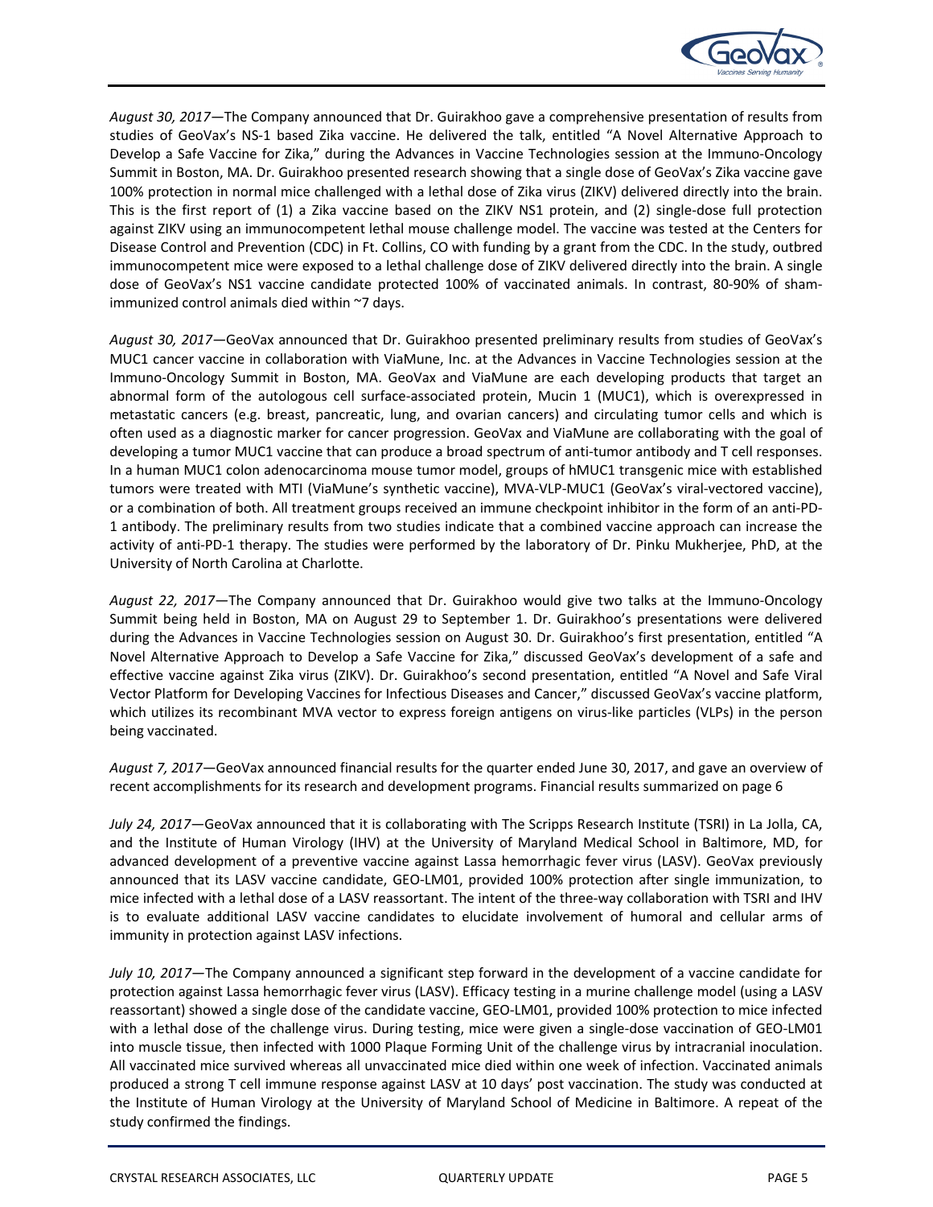*August 30, 2017*—The Company announced that Dr. Guirakhoo gave a comprehensive presentation of results from studies of GeoVax's NS-1 based Zika vaccine. He delivered the talk, entitled "A Novel Alternative Approach to Develop a Safe Vaccine for Zika," during the Advances in Vaccine Technologies session at the Immuno-Oncology Summit in Boston, MA. Dr. Guirakhoo presented research showing that a single dose of GeoVax's Zika vaccine gave 100% protection in normal mice challenged with a lethal dose of Zika virus (ZIKV) delivered directly into the brain. This is the first report of (1) a Zika vaccine based on the ZIKV NS1 protein, and (2) single-dose full protection against ZIKV using an immunocompetent lethal mouse challenge model. The vaccine was tested at the Centers for Disease Control and Prevention (CDC) in Ft. Collins, CO with funding by a grant from the CDC. In the study, outbred immunocompetent mice were exposed to a lethal challenge dose of ZIKV delivered directly into the brain. A single dose of GeoVax's NS1 vaccine candidate protected 100% of vaccinated animals. In contrast, 80-90% of sham-immunized control animals died within ~7 days.

*August 30, 2017*—GeoVax announced that Dr. Guirakhoo presented preliminary results from studies of GeoVax's MUC1 cancer vaccine in collaboration with ViaMune, Inc. at the Advances in Vaccine Technologies session at the Immuno-Oncology Summit in Boston, MA. GeoVax and ViaMune are each developing products that target an abnormal form of the autologous cell surface-associated protein, Mucin 1 (MUC1), which is overexpressed in metastatic cancers (e.g. breast, pancreatic, lung, and ovarian cancers) and circulating tumor cells and which is often used as a diagnostic marker for cancer progression. GeoVax and ViaMune are collaborating with the goal of developing a tumor MUC1 vaccine that can produce a broad spectrum of anti-tumor antibody and T cell responses. In a human MUC1 colon adenocarcinoma mouse tumor model, groups of hMUC1 transgenic mice with established tumors were treated with MTI (ViaMune's synthetic vaccine), MVA-VLP-MUC1 (GeoVax's viral-vectored vaccine), or a combination of both. All treatment groups received an immune checkpoint inhibitor in the form of an anti-PD-1 antibody. The preliminary results from two studies indicate that a combined vaccine approach can increase the activity of anti-PD-1 therapy. The studies were performed by the laboratory of Dr. Pinku Mukherjee, PhD, at the University of North Carolina at Charlotte.

*August 22, 2017*—The Company announced that Dr. Guirakhoo would give two talks at the Immuno-Oncology Summit being held in Boston, MA on August 29 to September 1. Dr. Guirakhoo's presentations were delivered during the Advances in Vaccine Technologies session on August 30. Dr. Guirakhoo's first presentation, entitled "A Novel Alternative Approach to Develop a Safe Vaccine for Zika," discussed GeoVax's development of a safe and effective vaccine against Zika virus (ZIKV). Dr. Guirakhoo's second presentation, entitled "A Novel and Safe Viral Vector Platform for Developing Vaccines for Infectious Diseases and Cancer," discussed GeoVax's vaccine platform, which utilizes its recombinant MVA vector to express foreign antigens on virus-like particles (VLPs) in the person being vaccinated.

*August 7, 2017*—GeoVax announced financial results for the quarter ended June 30, 2017, and gave an overview of recent accomplishments for its research and development programs. Financial results summarized on page 6

*July 24, 2017*—GeoVax announced that it is collaborating with The Scripps Research Institute (TSRI) in La Jolla, CA, and the Institute of Human Virology (IHV) at the University of Maryland Medical School in Baltimore, MD, for advanced development of a preventive vaccine against Lassa hemorrhagic fever virus (LASV). GeoVax previously announced that its LASV vaccine candidate, GEO-LM01, provided 100% protection after single immunization, to mice infected with a lethal dose of a LASV reassortant. The intent of the three-way collaboration with TSRI and IHV is to evaluate additional LASV vaccine candidates to elucidate involvement of humoral and cellular arms of immunity in protection against LASV infections.

*July 10, 2017*—The Company announced a significant step forward in the development of a vaccine candidate for protection against Lassa hemorrhagic fever virus (LASV). Efficacy testing in a murine challenge model (using a LASV reassortant) showed a single dose of the candidate vaccine, GEO-LM01, provided 100% protection to mice infected with a lethal dose of the challenge virus. During testing, mice were given a single-dose vaccination of GEO-LM01 into muscle tissue, then infected with 1000 Plaque Forming Unit of the challenge virus by intracranial inoculation. All vaccinated mice survived whereas all unvaccinated mice died within one week of infection. Vaccinated animals produced a strong T cell immune response against LASV at 10 days' post vaccination. The study was conducted at the Institute of Human Virology at the University of Maryland School of Medicine in Baltimore. A repeat of the study confirmed the findings.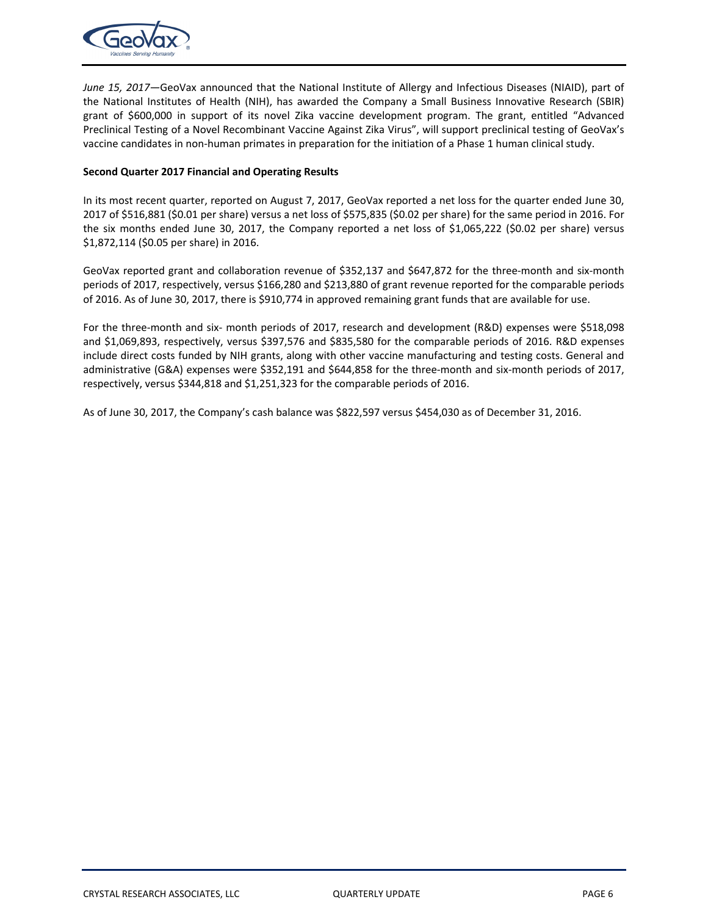*June 15, 2017*—GeoVax announced that the National Institute of Allergy and Infectious Diseases (NIAID), part of the National Institutes of Health (NIH), has awarded the Company a Small Business Innovative Research (SBIR) grant of $600,000 in support of its novel Zika vaccine development program. The grant, entitled "Advanced Preclinical Testing of a Novel Recombinant Vaccine Against Zika Virus", will support preclinical testing of GeoVax's vaccine candidates in non-human primates in preparation for the initiation of a Phase 1 human clinical study.

**Second Quarter 2017 Financial and Operating Results**

In its most recent quarter, reported on August 7, 2017, GeoVax reported a net loss for the quarter ended June 30, 2017 of $516,881 ($0.01 per share) versus a net loss of $575,835 ($0.02 per share) for the same period in 2016. For the six months ended June 30, 2017, the Company reported a net loss of $1,065,222 ($0.02 per share) versus $1,872,114 ($0.05 per share) in 2016.

GeoVax reported grant and collaboration revenue of $352,137 and $647,872 for the three-month and six-month periods of 2017, respectively, versus $166,280 and $213,880 of grant revenue reported for the comparable periods of 2016. As of June 30, 2017, there is $910,774 in approved remaining grant funds that are available for use.

For the three-month and six- month periods of 2017, research and development (R&D) expenses were $518,098 and $1,069,893, respectively, versus $397,576 and $835,580 for the comparable periods of 2016. R&D expenses include direct costs funded by NIH grants, along with other vaccine manufacturing and testing costs. General and administrative (G&A) expenses were $352,191 and $644,858 for the three-month and six-month periods of 2017, respectively, versus $344,818 and $1,251,323 for the comparable periods of 2016.

As of June 30, 2017, the Company's cash balance was $822,597 versus $454,030 as of December 31, 2016.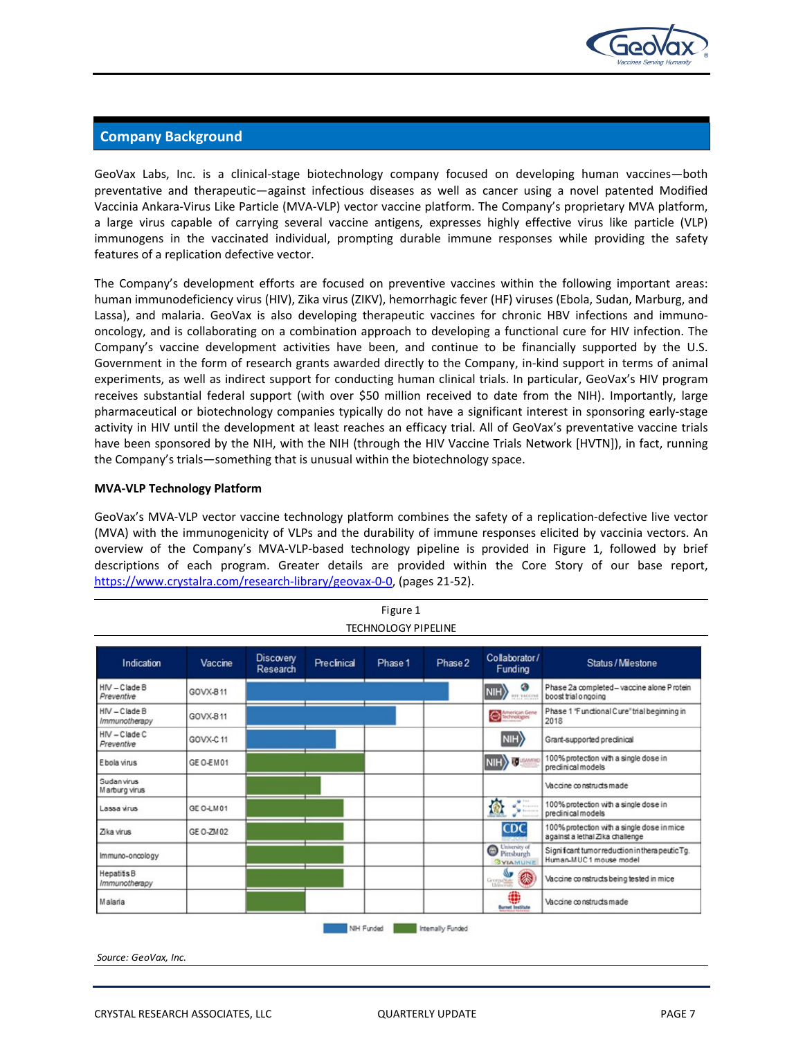## Company Background

GeoVax Labs, Inc. is a clinical-stage biotechnology company focused on developing human vaccines—both preventative and therapeutic—against infectious diseases as well as cancer using a novel patented Modified Vaccinia Ankara-Virus Like Particle (MVA-VLP) vector vaccine platform. The Company's proprietary MVA platform, a large virus capable of carrying several vaccine antigens, expresses highly effective virus like particle (VLP) immunogens in the vaccinated individual, prompting durable immune responses while providing the safety features of a replication defective vector.

The Company's development efforts are focused on preventive vaccines within the following important areas: human immunodeficiency virus (HIV), Zika virus (ZIKV), hemorrhagic fever (HF) viruses (Ebola, Sudan, Marburg, and Lassa), and malaria. GeoVax is also developing therapeutic vaccines for chronic HBV infections and immuno-oncology, and is collaborating on a combination approach to developing a functional cure for HIV infection. The Company's vaccine development activities have been, and continue to be financially supported by the U.S. Government in the form of research grants awarded directly to the Company, in-kind support in terms of animal experiments, as well as indirect support for conducting human clinical trials. In particular, GeoVax's HIV program receives substantial federal support (with over $50 million received to date from the NIH). Importantly, large pharmaceutical or biotechnology companies typically do not have a significant interest in sponsoring early-stage activity in HIV until the development at least reaches an efficacy trial. All of GeoVax's preventative vaccine trials have been sponsored by the NIH, with the NIH (through the HIV Vaccine Trials Network [HVTN]), in fact, running the Company's trials—something that is unusual within the biotechnology space.

### MVA-VLP Technology Platform

GeoVax's MVA-VLP vector vaccine technology platform combines the safety of a replication-defective live vector (MVA) with the immunogenicity of VLPs and the durability of immune responses elicited by vaccinia vectors. An overview of the Company's MVA-VLP-based technology pipeline is provided in Figure 1, followed by brief descriptions of each program. Greater details are provided within the Core Story of our base report, https://www.crystalra.com/research-library/geovax-0-0, (pages 21-52).

Figure 1
TECHNOLOGY PIPELINE

| Indication | Vaccine | Stage reached | Funding | Collaborator/Funding | Status/Milestone |
|---|---|---|---|---|---|
| HIV – Clade B *Preventive* | GOVX-B11 | Phase 2 | NIH Funded | NIH, HIV Vaccine Trials Network | Phase 2a completed – vaccine alone Protein boost trial ongoing |
| HIV – Clade B *Immunotherapy* | GOVX-B11 | Phase 2 | NIH Funded | American Gene Technologies | Phase 1 "Functional Cure" trial beginning in 2018 |
| HIV – Clade C *Preventive* | GOVX-C11 | Preclinical | NIH Funded | NIH | Grant-supported preclinical |
| Ebola virus | GEO-EM01 | Preclinical | Internally Funded | NIH, USAMRIID | 100% protection with a single dose in preclinical models |
| Sudan virus Marburg virus | | Preclinical | Internally Funded | | Vaccine constructs made |
| Lassa virus | GEO-LM01 | Preclinical | Internally Funded | | 100% protection with a single dose in preclinical models |
| Zika virus | GEO-ZM02 | Preclinical | Internally Funded | CDC | 100% protection with a single dose in mice against a lethal Zika challenge |
| Immuno-oncology | | Preclinical | Internally Funded | University of Pittsburgh, ViaMune | Significant tumor reduction in therapeutic Tg. Human-MUC1 mouse model |
| Hepatitis B *Immunotherapy* | | Preclinical | Internally Funded | Georgia State University | Vaccine constructs being tested in mice |
| Malaria | | Preclinical | Internally Funded | Burnet Institute | Vaccine constructs made |

NIH Funded | Internally Funded

*Source: GeoVax, Inc.*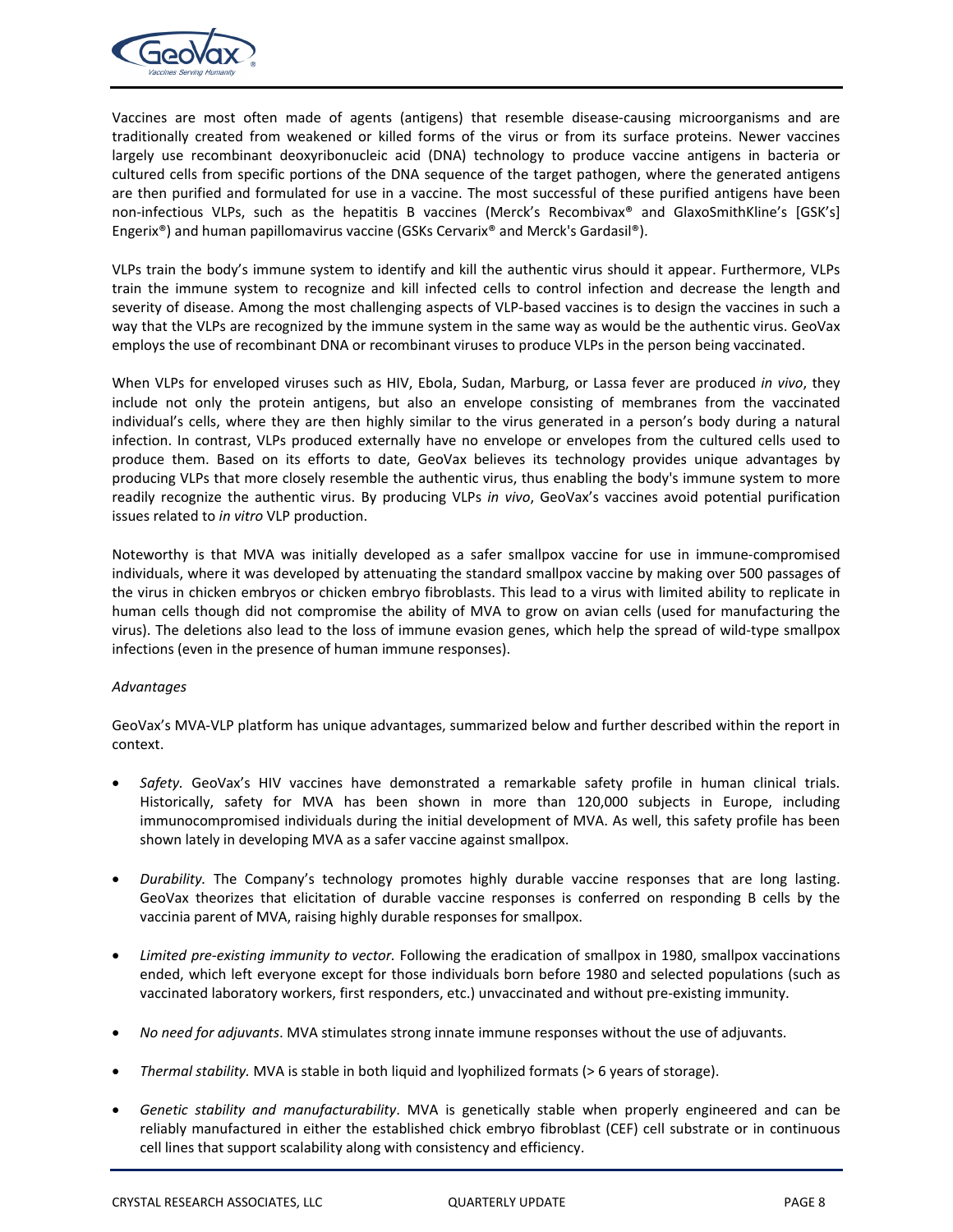Vaccines are most often made of agents (antigens) that resemble disease-causing microorganisms and are traditionally created from weakened or killed forms of the virus or from its surface proteins. Newer vaccines largely use recombinant deoxyribonucleic acid (DNA) technology to produce vaccine antigens in bacteria or cultured cells from specific portions of the DNA sequence of the target pathogen, where the generated antigens are then purified and formulated for use in a vaccine. The most successful of these purified antigens have been non-infectious VLPs, such as the hepatitis B vaccines (Merck's Recombivax® and GlaxoSmithKline's [GSK's] Engerix®) and human papillomavirus vaccine (GSKs Cervarix® and Merck's Gardasil®).

VLPs train the body's immune system to identify and kill the authentic virus should it appear. Furthermore, VLPs train the immune system to recognize and kill infected cells to control infection and decrease the length and severity of disease. Among the most challenging aspects of VLP-based vaccines is to design the vaccines in such a way that the VLPs are recognized by the immune system in the same way as would be the authentic virus. GeoVax employs the use of recombinant DNA or recombinant viruses to produce VLPs in the person being vaccinated.

When VLPs for enveloped viruses such as HIV, Ebola, Sudan, Marburg, or Lassa fever are produced *in vivo*, they include not only the protein antigens, but also an envelope consisting of membranes from the vaccinated individual's cells, where they are then highly similar to the virus generated in a person's body during a natural infection. In contrast, VLPs produced externally have no envelope or envelopes from the cultured cells used to produce them. Based on its efforts to date, GeoVax believes its technology provides unique advantages by producing VLPs that more closely resemble the authentic virus, thus enabling the body's immune system to more readily recognize the authentic virus. By producing VLPs *in vivo*, GeoVax's vaccines avoid potential purification issues related to *in vitro* VLP production.

Noteworthy is that MVA was initially developed as a safer smallpox vaccine for use in immune-compromised individuals, where it was developed by attenuating the standard smallpox vaccine by making over 500 passages of the virus in chicken embryos or chicken embryo fibroblasts. This lead to a virus with limited ability to replicate in human cells though did not compromise the ability of MVA to grow on avian cells (used for manufacturing the virus). The deletions also lead to the loss of immune evasion genes, which help the spread of wild-type smallpox infections (even in the presence of human immune responses).

*Advantages*

GeoVax's MVA-VLP platform has unique advantages, summarized below and further described within the report in context.

- *Safety.* GeoVax's HIV vaccines have demonstrated a remarkable safety profile in human clinical trials. Historically, safety for MVA has been shown in more than 120,000 subjects in Europe, including immunocompromised individuals during the initial development of MVA. As well, this safety profile has been shown lately in developing MVA as a safer vaccine against smallpox.

- *Durability.* The Company's technology promotes highly durable vaccine responses that are long lasting. GeoVax theorizes that elicitation of durable vaccine responses is conferred on responding B cells by the vaccinia parent of MVA, raising highly durable responses for smallpox.

- *Limited pre-existing immunity to vector.* Following the eradication of smallpox in 1980, smallpox vaccinations ended, which left everyone except for those individuals born before 1980 and selected populations (such as vaccinated laboratory workers, first responders, etc.) unvaccinated and without pre-existing immunity.

- *No need for adjuvants*. MVA stimulates strong innate immune responses without the use of adjuvants.

- *Thermal stability.* MVA is stable in both liquid and lyophilized formats (> 6 years of storage).

- *Genetic stability and manufacturability*. MVA is genetically stable when properly engineered and can be reliably manufactured in either the established chick embryo fibroblast (CEF) cell substrate or in continuous cell lines that support scalability along with consistency and efficiency.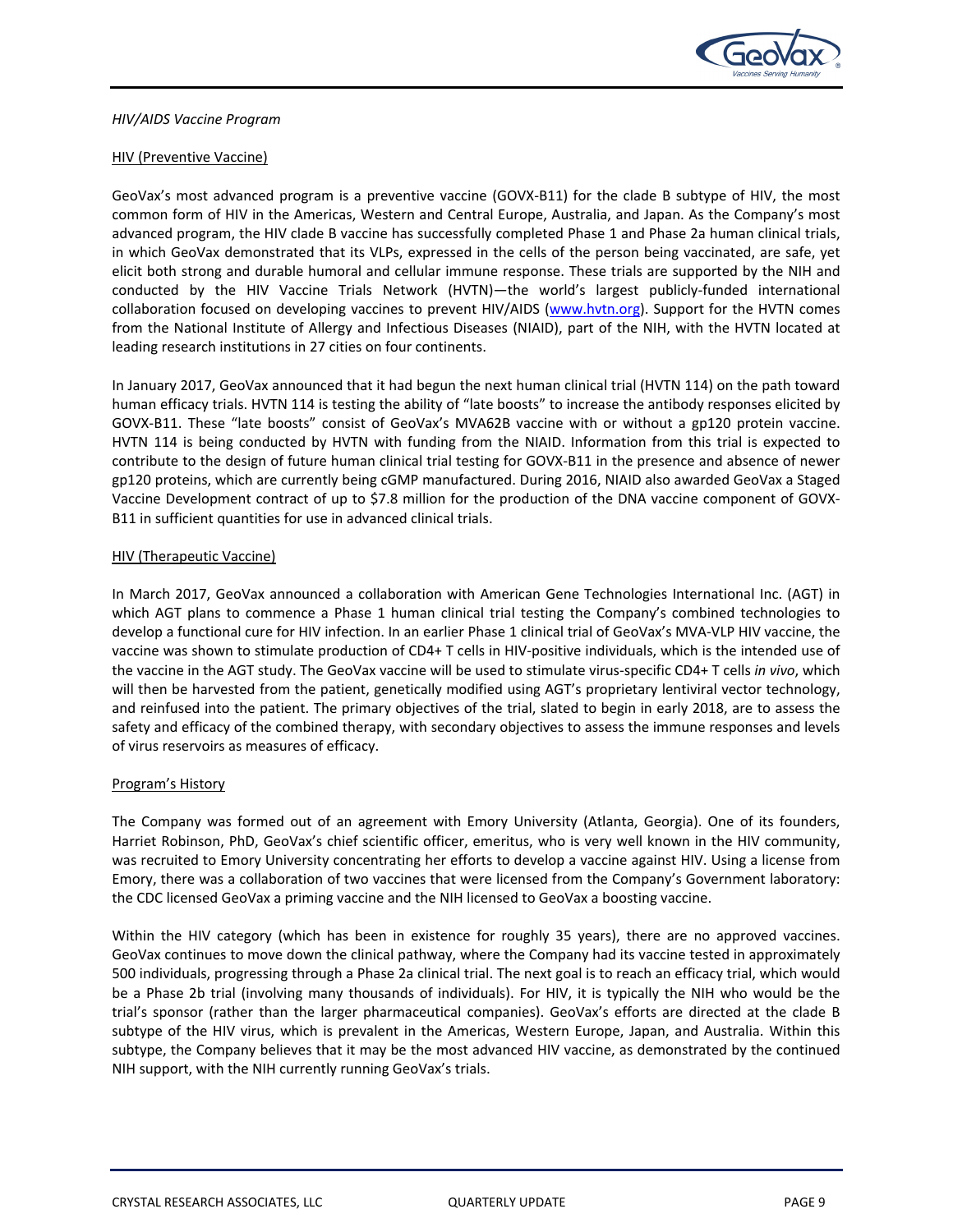*HIV/AIDS Vaccine Program*

HIV (Preventive Vaccine)

GeoVax's most advanced program is a preventive vaccine (GOVX-B11) for the clade B subtype of HIV, the most common form of HIV in the Americas, Western and Central Europe, Australia, and Japan. As the Company's most advanced program, the HIV clade B vaccine has successfully completed Phase 1 and Phase 2a human clinical trials, in which GeoVax demonstrated that its VLPs, expressed in the cells of the person being vaccinated, are safe, yet elicit both strong and durable humoral and cellular immune response. These trials are supported by the NIH and conducted by the HIV Vaccine Trials Network (HVTN)—the world's largest publicly-funded international collaboration focused on developing vaccines to prevent HIV/AIDS (www.hvtn.org). Support for the HVTN comes from the National Institute of Allergy and Infectious Diseases (NIAID), part of the NIH, with the HVTN located at leading research institutions in 27 cities on four continents.

In January 2017, GeoVax announced that it had begun the next human clinical trial (HVTN 114) on the path toward human efficacy trials. HVTN 114 is testing the ability of "late boosts" to increase the antibody responses elicited by GOVX-B11. These "late boosts" consist of GeoVax's MVA62B vaccine with or without a gp120 protein vaccine. HVTN 114 is being conducted by HVTN with funding from the NIAID. Information from this trial is expected to contribute to the design of future human clinical trial testing for GOVX-B11 in the presence and absence of newer gp120 proteins, which are currently being cGMP manufactured. During 2016, NIAID also awarded GeoVax a Staged Vaccine Development contract of up to $7.8 million for the production of the DNA vaccine component of GOVX-B11 in sufficient quantities for use in advanced clinical trials.

HIV (Therapeutic Vaccine)

In March 2017, GeoVax announced a collaboration with American Gene Technologies International Inc. (AGT) in which AGT plans to commence a Phase 1 human clinical trial testing the Company's combined technologies to develop a functional cure for HIV infection. In an earlier Phase 1 clinical trial of GeoVax's MVA-VLP HIV vaccine, the vaccine was shown to stimulate production of CD4+ T cells in HIV-positive individuals, which is the intended use of the vaccine in the AGT study. The GeoVax vaccine will be used to stimulate virus-specific CD4+ T cells *in vivo*, which will then be harvested from the patient, genetically modified using AGT's proprietary lentiviral vector technology, and reinfused into the patient. The primary objectives of the trial, slated to begin in early 2018, are to assess the safety and efficacy of the combined therapy, with secondary objectives to assess the immune responses and levels of virus reservoirs as measures of efficacy.

Program's History

The Company was formed out of an agreement with Emory University (Atlanta, Georgia). One of its founders, Harriet Robinson, PhD, GeoVax's chief scientific officer, emeritus, who is very well known in the HIV community, was recruited to Emory University concentrating her efforts to develop a vaccine against HIV. Using a license from Emory, there was a collaboration of two vaccines that were licensed from the Company's Government laboratory: the CDC licensed GeoVax a priming vaccine and the NIH licensed to GeoVax a boosting vaccine.

Within the HIV category (which has been in existence for roughly 35 years), there are no approved vaccines. GeoVax continues to move down the clinical pathway, where the Company had its vaccine tested in approximately 500 individuals, progressing through a Phase 2a clinical trial. The next goal is to reach an efficacy trial, which would be a Phase 2b trial (involving many thousands of individuals). For HIV, it is typically the NIH who would be the trial's sponsor (rather than the larger pharmaceutical companies). GeoVax's efforts are directed at the clade B subtype of the HIV virus, which is prevalent in the Americas, Western Europe, Japan, and Australia. Within this subtype, the Company believes that it may be the most advanced HIV vaccine, as demonstrated by the continued NIH support, with the NIH currently running GeoVax's trials.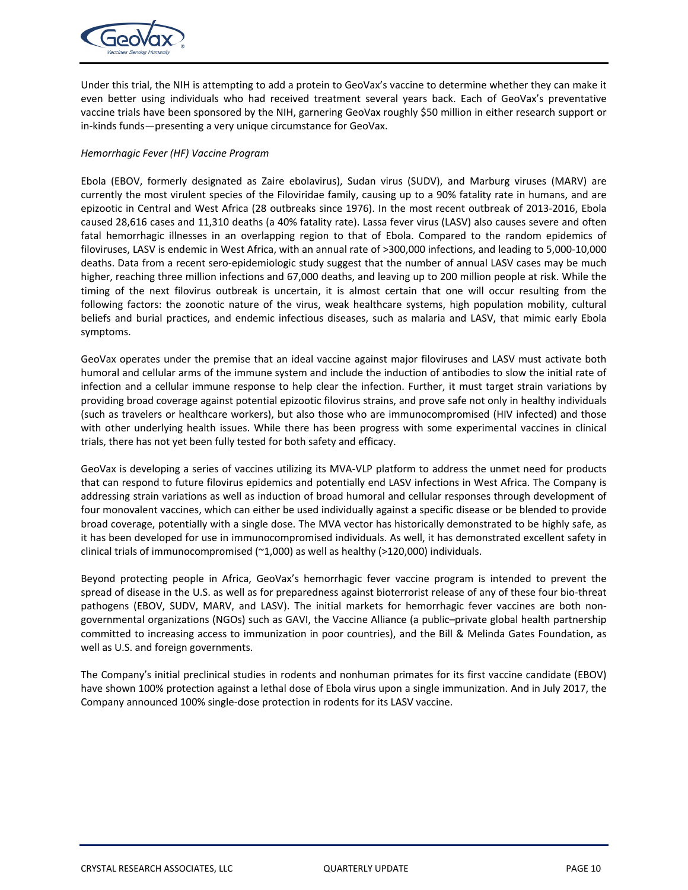Under this trial, the NIH is attempting to add a protein to GeoVax's vaccine to determine whether they can make it even better using individuals who had received treatment several years back. Each of GeoVax's preventative vaccine trials have been sponsored by the NIH, garnering GeoVax roughly $50 million in either research support or in-kinds funds—presenting a very unique circumstance for GeoVax.

*Hemorrhagic Fever (HF) Vaccine Program*

Ebola (EBOV, formerly designated as Zaire ebolavirus), Sudan virus (SUDV), and Marburg viruses (MARV) are currently the most virulent species of the Filoviridae family, causing up to a 90% fatality rate in humans, and are epizootic in Central and West Africa (28 outbreaks since 1976). In the most recent outbreak of 2013-2016, Ebola caused 28,616 cases and 11,310 deaths (a 40% fatality rate). Lassa fever virus (LASV) also causes severe and often fatal hemorrhagic illnesses in an overlapping region to that of Ebola. Compared to the random epidemics of filoviruses, LASV is endemic in West Africa, with an annual rate of >300,000 infections, and leading to 5,000-10,000 deaths. Data from a recent sero-epidemiologic study suggest that the number of annual LASV cases may be much higher, reaching three million infections and 67,000 deaths, and leaving up to 200 million people at risk. While the timing of the next filovirus outbreak is uncertain, it is almost certain that one will occur resulting from the following factors: the zoonotic nature of the virus, weak healthcare systems, high population mobility, cultural beliefs and burial practices, and endemic infectious diseases, such as malaria and LASV, that mimic early Ebola symptoms.

GeoVax operates under the premise that an ideal vaccine against major filoviruses and LASV must activate both humoral and cellular arms of the immune system and include the induction of antibodies to slow the initial rate of infection and a cellular immune response to help clear the infection. Further, it must target strain variations by providing broad coverage against potential epizootic filovirus strains, and prove safe not only in healthy individuals (such as travelers or healthcare workers), but also those who are immunocompromised (HIV infected) and those with other underlying health issues. While there has been progress with some experimental vaccines in clinical trials, there has not yet been fully tested for both safety and efficacy.

GeoVax is developing a series of vaccines utilizing its MVA-VLP platform to address the unmet need for products that can respond to future filovirus epidemics and potentially end LASV infections in West Africa. The Company is addressing strain variations as well as induction of broad humoral and cellular responses through development of four monovalent vaccines, which can either be used individually against a specific disease or be blended to provide broad coverage, potentially with a single dose. The MVA vector has historically demonstrated to be highly safe, as it has been developed for use in immunocompromised individuals. As well, it has demonstrated excellent safety in clinical trials of immunocompromised (~1,000) as well as healthy (>120,000) individuals.

Beyond protecting people in Africa, GeoVax's hemorrhagic fever vaccine program is intended to prevent the spread of disease in the U.S. as well as for preparedness against bioterrorist release of any of these four bio-threat pathogens (EBOV, SUDV, MARV, and LASV). The initial markets for hemorrhagic fever vaccines are both non-governmental organizations (NGOs) such as GAVI, the Vaccine Alliance (a public–private global health partnership committed to increasing access to immunization in poor countries), and the Bill & Melinda Gates Foundation, as well as U.S. and foreign governments.

The Company's initial preclinical studies in rodents and nonhuman primates for its first vaccine candidate (EBOV) have shown 100% protection against a lethal dose of Ebola virus upon a single immunization. And in July 2017, the Company announced 100% single-dose protection in rodents for its LASV vaccine.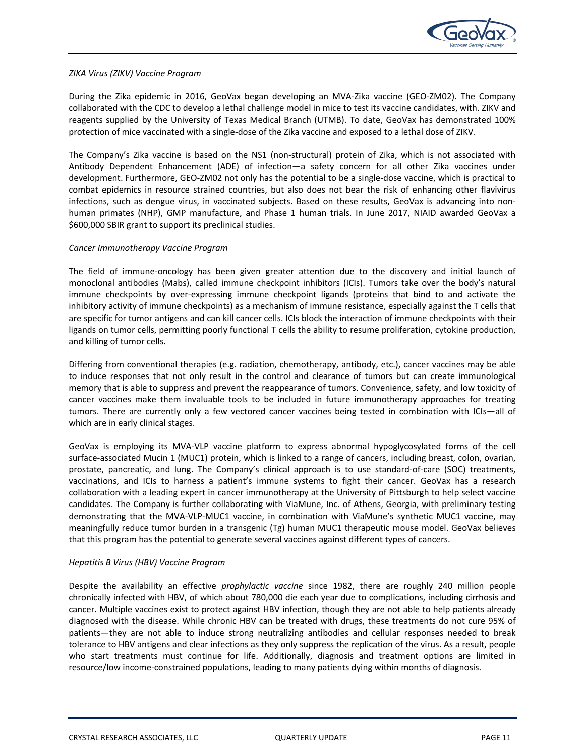*ZIKA Virus (ZIKV) Vaccine Program*

During the Zika epidemic in 2016, GeoVax began developing an MVA-Zika vaccine (GEO-ZM02). The Company collaborated with the CDC to develop a lethal challenge model in mice to test its vaccine candidates, with. ZIKV and reagents supplied by the University of Texas Medical Branch (UTMB). To date, GeoVax has demonstrated 100% protection of mice vaccinated with a single-dose of the Zika vaccine and exposed to a lethal dose of ZIKV.

The Company's Zika vaccine is based on the NS1 (non-structural) protein of Zika, which is not associated with Antibody Dependent Enhancement (ADE) of infection—a safety concern for all other Zika vaccines under development. Furthermore, GEO-ZM02 not only has the potential to be a single-dose vaccine, which is practical to combat epidemics in resource strained countries, but also does not bear the risk of enhancing other flavivirus infections, such as dengue virus, in vaccinated subjects. Based on these results, GeoVax is advancing into non-human primates (NHP), GMP manufacture, and Phase 1 human trials. In June 2017, NIAID awarded GeoVax a $600,000 SBIR grant to support its preclinical studies.

*Cancer Immunotherapy Vaccine Program*

The field of immune-oncology has been given greater attention due to the discovery and initial launch of monoclonal antibodies (Mabs), called immune checkpoint inhibitors (ICIs). Tumors take over the body's natural immune checkpoints by over-expressing immune checkpoint ligands (proteins that bind to and activate the inhibitory activity of immune checkpoints) as a mechanism of immune resistance, especially against the T cells that are specific for tumor antigens and can kill cancer cells. ICIs block the interaction of immune checkpoints with their ligands on tumor cells, permitting poorly functional T cells the ability to resume proliferation, cytokine production, and killing of tumor cells.

Differing from conventional therapies (e.g. radiation, chemotherapy, antibody, etc.), cancer vaccines may be able to induce responses that not only result in the control and clearance of tumors but can create immunological memory that is able to suppress and prevent the reappearance of tumors. Convenience, safety, and low toxicity of cancer vaccines make them invaluable tools to be included in future immunotherapy approaches for treating tumors. There are currently only a few vectored cancer vaccines being tested in combination with ICIs—all of which are in early clinical stages.

GeoVax is employing its MVA-VLP vaccine platform to express abnormal hypoglycosylated forms of the cell surface-associated Mucin 1 (MUC1) protein, which is linked to a range of cancers, including breast, colon, ovarian, prostate, pancreatic, and lung. The Company's clinical approach is to use standard-of-care (SOC) treatments, vaccinations, and ICIs to harness a patient's immune systems to fight their cancer. GeoVax has a research collaboration with a leading expert in cancer immunotherapy at the University of Pittsburgh to help select vaccine candidates. The Company is further collaborating with ViaMune, Inc. of Athens, Georgia, with preliminary testing demonstrating that the MVA-VLP-MUC1 vaccine, in combination with ViaMune's synthetic MUC1 vaccine, may meaningfully reduce tumor burden in a transgenic (Tg) human MUC1 therapeutic mouse model. GeoVax believes that this program has the potential to generate several vaccines against different types of cancers.

*Hepatitis B Virus (HBV) Vaccine Program*

Despite the availability an effective *prophylactic vaccine* since 1982, there are roughly 240 million people chronically infected with HBV, of which about 780,000 die each year due to complications, including cirrhosis and cancer. Multiple vaccines exist to protect against HBV infection, though they are not able to help patients already diagnosed with the disease. While chronic HBV can be treated with drugs, these treatments do not cure 95% of patients—they are not able to induce strong neutralizing antibodies and cellular responses needed to break tolerance to HBV antigens and clear infections as they only suppress the replication of the virus. As a result, people who start treatments must continue for life. Additionally, diagnosis and treatment options are limited in resource/low income-constrained populations, leading to many patients dying within months of diagnosis.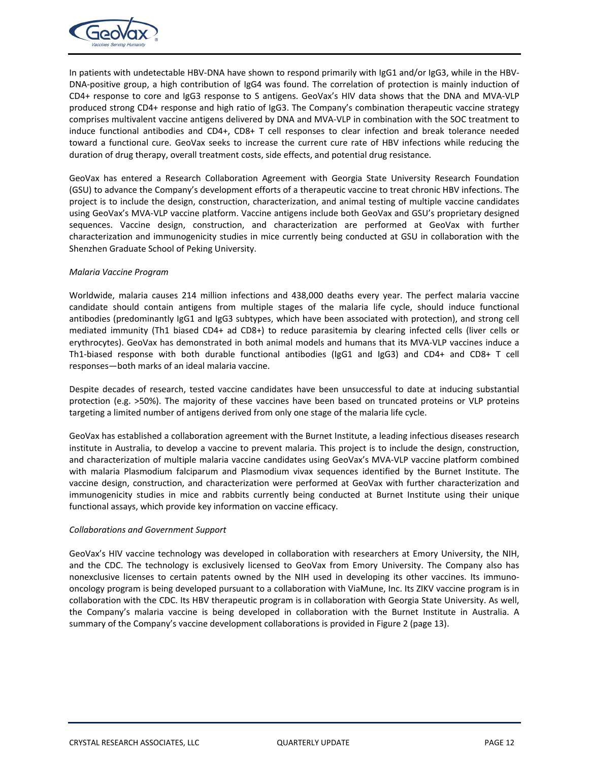In patients with undetectable HBV-DNA have shown to respond primarily with IgG1 and/or IgG3, while in the HBV-DNA-positive group, a high contribution of IgG4 was found. The correlation of protection is mainly induction of CD4+ response to core and IgG3 response to S antigens. GeoVax's HIV data shows that the DNA and MVA-VLP produced strong CD4+ response and high ratio of IgG3. The Company's combination therapeutic vaccine strategy comprises multivalent vaccine antigens delivered by DNA and MVA-VLP in combination with the SOC treatment to induce functional antibodies and CD4+, CD8+ T cell responses to clear infection and break tolerance needed toward a functional cure. GeoVax seeks to increase the current cure rate of HBV infections while reducing the duration of drug therapy, overall treatment costs, side effects, and potential drug resistance.

GeoVax has entered a Research Collaboration Agreement with Georgia State University Research Foundation (GSU) to advance the Company's development efforts of a therapeutic vaccine to treat chronic HBV infections. The project is to include the design, construction, characterization, and animal testing of multiple vaccine candidates using GeoVax's MVA-VLP vaccine platform. Vaccine antigens include both GeoVax and GSU's proprietary designed sequences. Vaccine design, construction, and characterization are performed at GeoVax with further characterization and immunogenicity studies in mice currently being conducted at GSU in collaboration with the Shenzhen Graduate School of Peking University.

*Malaria Vaccine Program*

Worldwide, malaria causes 214 million infections and 438,000 deaths every year. The perfect malaria vaccine candidate should contain antigens from multiple stages of the malaria life cycle, should induce functional antibodies (predominantly IgG1 and IgG3 subtypes, which have been associated with protection), and strong cell mediated immunity (Th1 biased CD4+ ad CD8+) to reduce parasitemia by clearing infected cells (liver cells or erythrocytes). GeoVax has demonstrated in both animal models and humans that its MVA-VLP vaccines induce a Th1-biased response with both durable functional antibodies (IgG1 and IgG3) and CD4+ and CD8+ T cell responses—both marks of an ideal malaria vaccine.

Despite decades of research, tested vaccine candidates have been unsuccessful to date at inducing substantial protection (e.g. >50%). The majority of these vaccines have been based on truncated proteins or VLP proteins targeting a limited number of antigens derived from only one stage of the malaria life cycle.

GeoVax has established a collaboration agreement with the Burnet Institute, a leading infectious diseases research institute in Australia, to develop a vaccine to prevent malaria. This project is to include the design, construction, and characterization of multiple malaria vaccine candidates using GeoVax's MVA-VLP vaccine platform combined with malaria Plasmodium falciparum and Plasmodium vivax sequences identified by the Burnet Institute. The vaccine design, construction, and characterization were performed at GeoVax with further characterization and immunogenicity studies in mice and rabbits currently being conducted at Burnet Institute using their unique functional assays, which provide key information on vaccine efficacy.

*Collaborations and Government Support*

GeoVax's HIV vaccine technology was developed in collaboration with researchers at Emory University, the NIH, and the CDC. The technology is exclusively licensed to GeoVax from Emory University. The Company also has nonexclusive licenses to certain patents owned by the NIH used in developing its other vaccines. Its immuno-oncology program is being developed pursuant to a collaboration with ViaMune, Inc. Its ZIKV vaccine program is in collaboration with the CDC. Its HBV therapeutic program is in collaboration with Georgia State University. As well, the Company's malaria vaccine is being developed in collaboration with the Burnet Institute in Australia. A summary of the Company's vaccine development collaborations is provided in Figure 2 (page 13).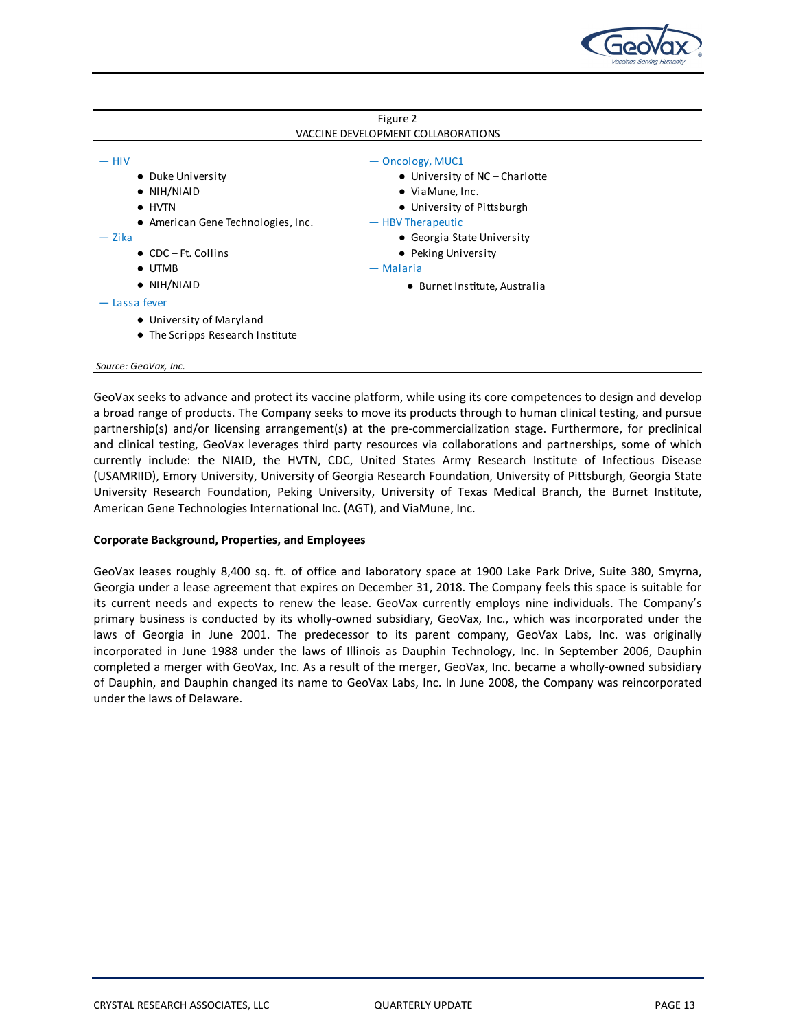Figure 2
VACCINE DEVELOPMENT COLLABORATIONS

— HIV
- Duke University
- NIH/NIAID
- HVTN
- American Gene Technologies, Inc.

— Zika
- CDC – Ft. Collins
- UTMB
- NIH/NIAID

— Lassa fever
- University of Maryland
- The Scripps Research Institute

— Oncology, MUC1
- University of NC – Charlotte
- ViaMune, Inc.
- University of Pittsburgh

— HBV Therapeutic
- Georgia State University
- Peking University

— Malaria
- Burnet Institute, Australia

*Source: GeoVax, Inc.*

GeoVax seeks to advance and protect its vaccine platform, while using its core competences to design and develop a broad range of products. The Company seeks to move its products through to human clinical testing, and pursue partnership(s) and/or licensing arrangement(s) at the pre-commercialization stage. Furthermore, for preclinical and clinical testing, GeoVax leverages third party resources via collaborations and partnerships, some of which currently include: the NIAID, the HVTN, CDC, United States Army Research Institute of Infectious Disease (USAMRIID), Emory University, University of Georgia Research Foundation, University of Pittsburgh, Georgia State University Research Foundation, Peking University, University of Texas Medical Branch, the Burnet Institute, American Gene Technologies International Inc. (AGT), and ViaMune, Inc.

**Corporate Background, Properties, and Employees**

GeoVax leases roughly 8,400 sq. ft. of office and laboratory space at 1900 Lake Park Drive, Suite 380, Smyrna, Georgia under a lease agreement that expires on December 31, 2018. The Company feels this space is suitable for its current needs and expects to renew the lease. GeoVax currently employs nine individuals. The Company's primary business is conducted by its wholly-owned subsidiary, GeoVax, Inc., which was incorporated under the laws of Georgia in June 2001. The predecessor to its parent company, GeoVax Labs, Inc. was originally incorporated in June 1988 under the laws of Illinois as Dauphin Technology, Inc. In September 2006, Dauphin completed a merger with GeoVax, Inc. As a result of the merger, GeoVax, Inc. became a wholly-owned subsidiary of Dauphin, and Dauphin changed its name to GeoVax Labs, Inc. In June 2008, the Company was reincorporated under the laws of Delaware.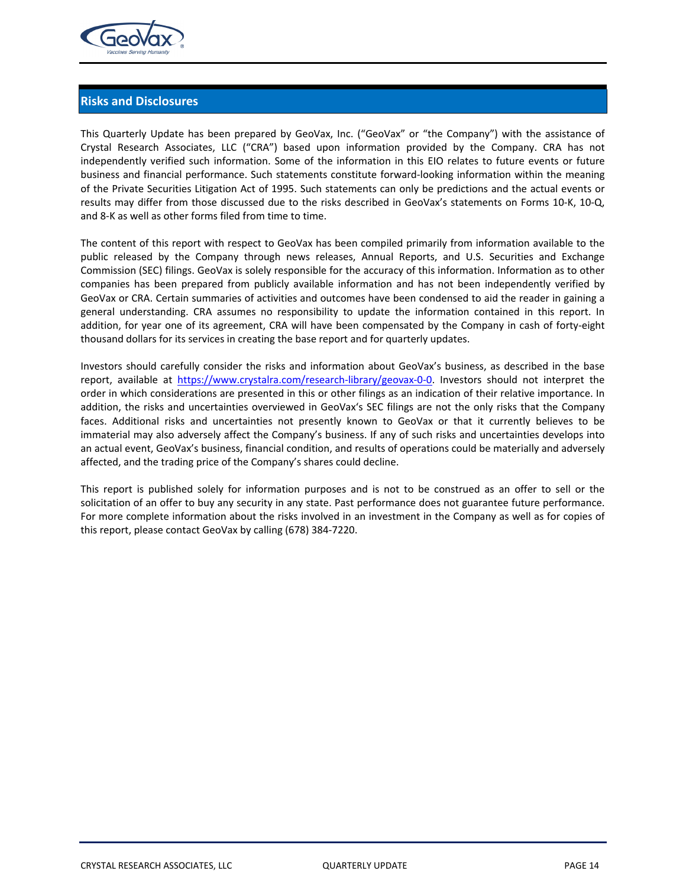## Risks and Disclosures

This Quarterly Update has been prepared by GeoVax, Inc. ("GeoVax" or "the Company") with the assistance of Crystal Research Associates, LLC ("CRA") based upon information provided by the Company. CRA has not independently verified such information. Some of the information in this EIO relates to future events or future business and financial performance. Such statements constitute forward-looking information within the meaning of the Private Securities Litigation Act of 1995. Such statements can only be predictions and the actual events or results may differ from those discussed due to the risks described in GeoVax's statements on Forms 10-K, 10-Q, and 8-K as well as other forms filed from time to time.

The content of this report with respect to GeoVax has been compiled primarily from information available to the public released by the Company through news releases, Annual Reports, and U.S. Securities and Exchange Commission (SEC) filings. GeoVax is solely responsible for the accuracy of this information. Information as to other companies has been prepared from publicly available information and has not been independently verified by GeoVax or CRA. Certain summaries of activities and outcomes have been condensed to aid the reader in gaining a general understanding. CRA assumes no responsibility to update the information contained in this report. In addition, for year one of its agreement, CRA will have been compensated by the Company in cash of forty-eight thousand dollars for its services in creating the base report and for quarterly updates.

Investors should carefully consider the risks and information about GeoVax's business, as described in the base report, available at https://www.crystalra.com/research-library/geovax-0-0. Investors should not interpret the order in which considerations are presented in this or other filings as an indication of their relative importance. In addition, the risks and uncertainties overviewed in GeoVax's SEC filings are not the only risks that the Company faces. Additional risks and uncertainties not presently known to GeoVax or that it currently believes to be immaterial may also adversely affect the Company's business. If any of such risks and uncertainties develops into an actual event, GeoVax's business, financial condition, and results of operations could be materially and adversely affected, and the trading price of the Company's shares could decline.

This report is published solely for information purposes and is not to be construed as an offer to sell or the solicitation of an offer to buy any security in any state. Past performance does not guarantee future performance. For more complete information about the risks involved in an investment in the Company as well as for copies of this report, please contact GeoVax by calling (678) 384-7220.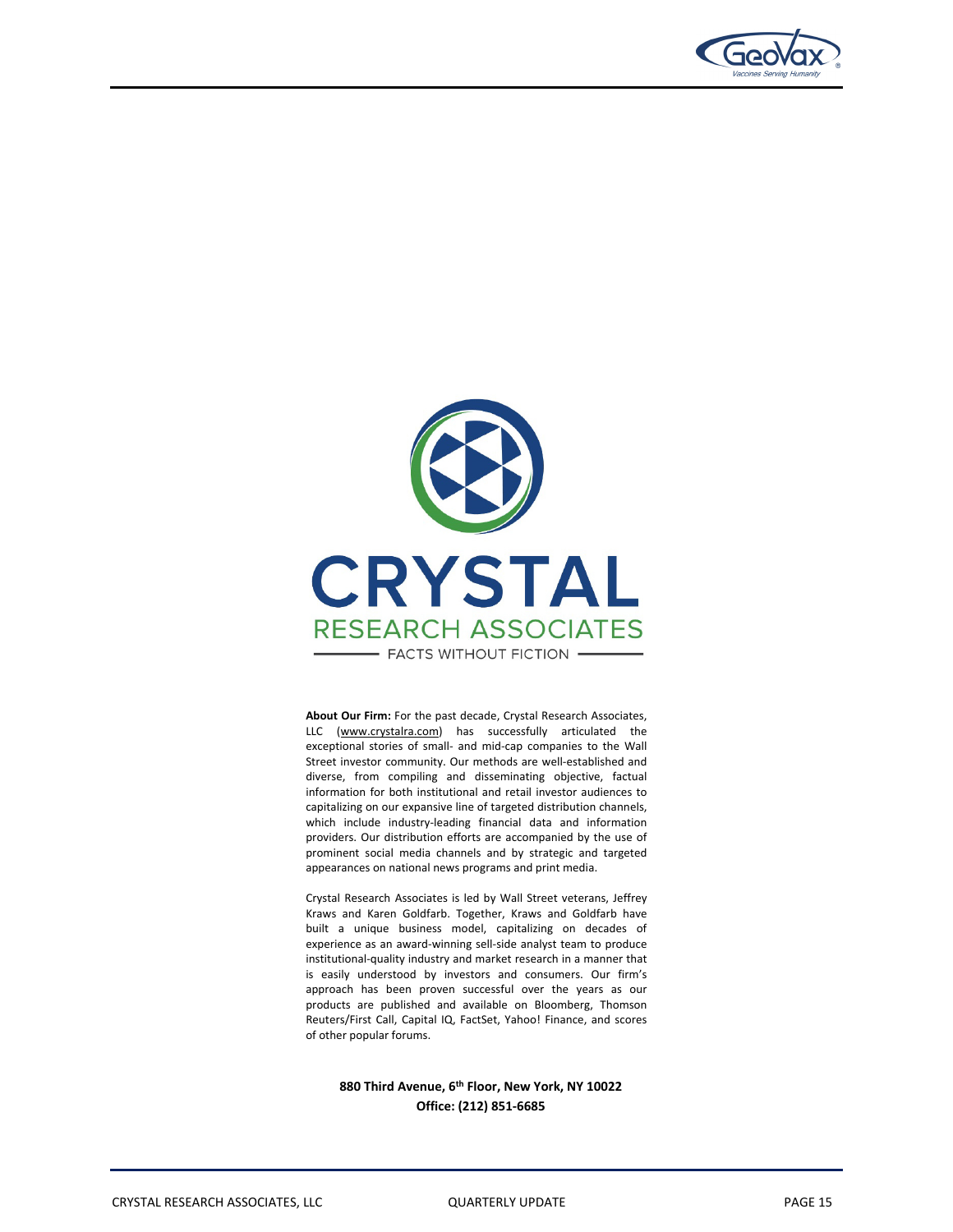CRYSTAL

RESEARCH ASSOCIATES

FACTS WITHOUT FICTION

**About Our Firm:** For the past decade, Crystal Research Associates, LLC (www.crystalra.com) has successfully articulated the exceptional stories of small- and mid-cap companies to the Wall Street investor community. Our methods are well-established and diverse, from compiling and disseminating objective, factual information for both institutional and retail investor audiences to capitalizing on our expansive line of targeted distribution channels, which include industry-leading financial data and information providers. Our distribution efforts are accompanied by the use of prominent social media channels and by strategic and targeted appearances on national news programs and print media.

Crystal Research Associates is led by Wall Street veterans, Jeffrey Kraws and Karen Goldfarb. Together, Kraws and Goldfarb have built a unique business model, capitalizing on decades of experience as an award-winning sell-side analyst team to produce institutional-quality industry and market research in a manner that is easily understood by investors and consumers. Our firm's approach has been proven successful over the years as our products are published and available on Bloomberg, Thomson Reuters/First Call, Capital IQ, FactSet, Yahoo! Finance, and scores of other popular forums.

**880 Third Avenue, 6th Floor, New York, NY 10022**
**Office: (212) 851-6685**